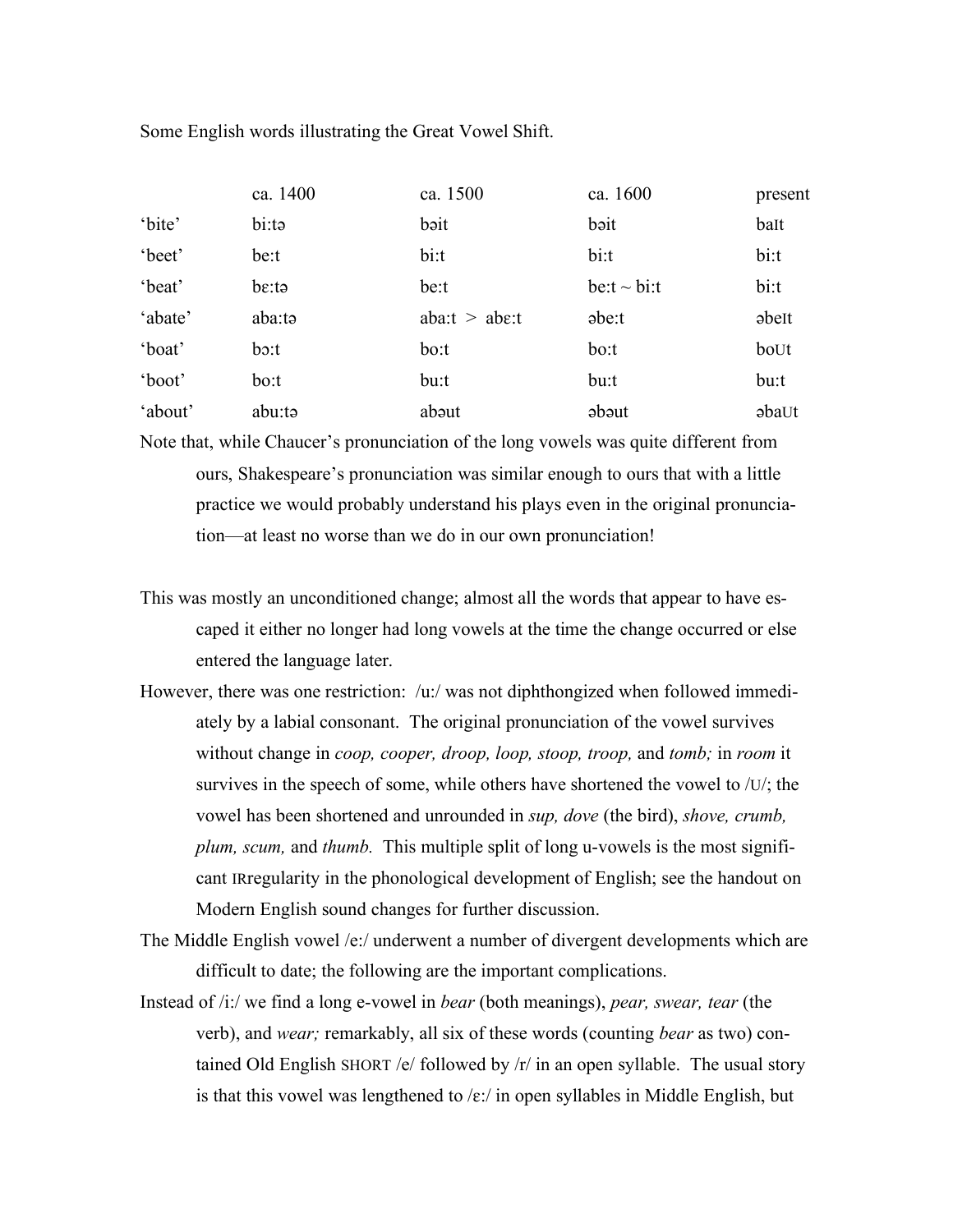Some English words illustrating the Great Vowel Shift.

| | ca. 1400 | ca. 1500 | ca. 1600 | present |
|---|---|---|---|---|
| 'bite' | biːtə | bəit | bəit | baɪt |
| 'beet' | beːt | biːt | biːt | biːt |
| 'beat' | bɛːtə | beːt | beːt ~ biːt | biːt |
| 'abate' | abaːtə | abaːt > abɛːt | əbeːt | əbeɪt |
| 'boat' | bɔːt | boːt | boːt | boʊt |
| 'boot' | boːt | buːt | buːt | buːt |
| 'about' | abuːtə | abəut | əbəut | əbaʊt |

Note that, while Chaucer's pronunciation of the long vowels was quite different from ours, Shakespeare's pronunciation was similar enough to ours that with a little practice we would probably understand his plays even in the original pronunciation—at least no worse than we do in our own pronunciation!

This was mostly an unconditioned change; almost all the words that appear to have escaped it either no longer had long vowels at the time the change occurred or else entered the language later.

However, there was one restriction: /uː/ was not diphthongized when followed immediately by a labial consonant. The original pronunciation of the vowel survives without change in *coop, cooper, droop, loop, stoop, troop,* and *tomb;* in *room* it survives in the speech of some, while others have shortened the vowel to /ʊ/; the vowel has been shortened and unrounded in *sup, dove* (the bird), *shove, crumb, plum, scum,* and *thumb.* This multiple split of long u-vowels is the most significant IRregularity in the phonological development of English; see the handout on Modern English sound changes for further discussion.

The Middle English vowel /eː/ underwent a number of divergent developments which are difficult to date; the following are the important complications.

Instead of /iː/ we find a long e-vowel in *bear* (both meanings), *pear, swear, tear* (the verb), and *wear;* remarkably, all six of these words (counting *bear* as two) contained Old English SHORT /e/ followed by /r/ in an open syllable. The usual story is that this vowel was lengthened to /ɛː/ in open syllables in Middle English, but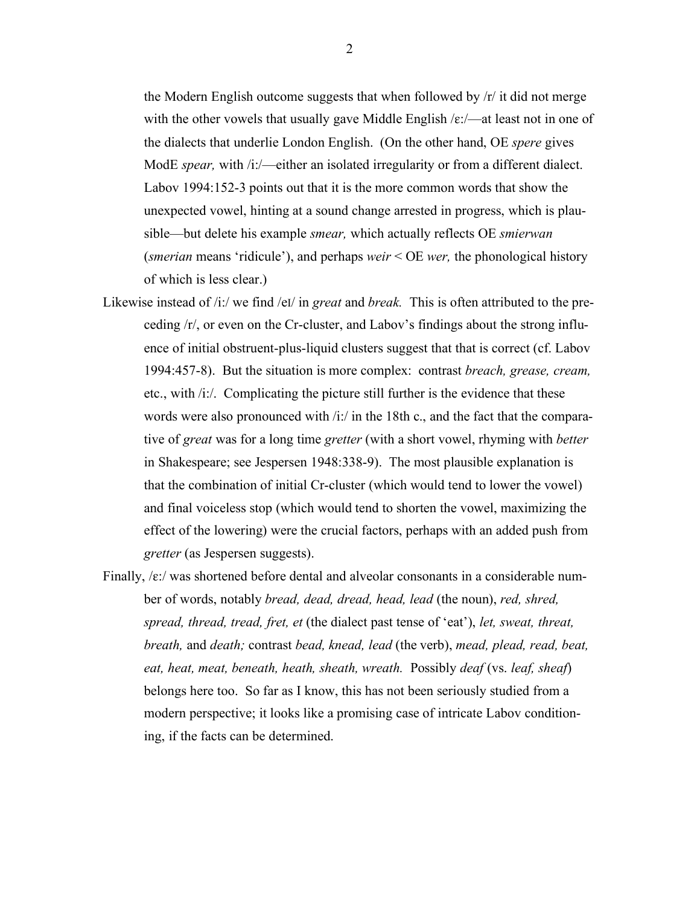the Modern English outcome suggests that when followed by /r/ it did not merge with the other vowels that usually gave Middle English /ɛː/—at least not in one of the dialects that underlie London English. (On the other hand, OE *spere* gives ModE *spear,* with /iː/—either an isolated irregularity or from a different dialect. Labov 1994:152-3 points out that it is the more common words that show the unexpected vowel, hinting at a sound change arrested in progress, which is plausible—but delete his example *smear,* which actually reflects OE *smierwan* (*smerian* means 'ridicule'), and perhaps *weir* < OE *wer,* the phonological history of which is less clear.)

Likewise instead of /iː/ we find /eɪ/ in *great* and *break.* This is often attributed to the preceding /r/, or even on the Cr-cluster, and Labov's findings about the strong influence of initial obstruent-plus-liquid clusters suggest that that is correct (cf. Labov 1994:457-8). But the situation is more complex: contrast *breach, grease, cream,* etc., with /iː/. Complicating the picture still further is the evidence that these words were also pronounced with /iː/ in the 18th c., and the fact that the comparative of *great* was for a long time *gretter* (with a short vowel, rhyming with *better* in Shakespeare; see Jespersen 1948:338-9). The most plausible explanation is that the combination of initial Cr-cluster (which would tend to lower the vowel) and final voiceless stop (which would tend to shorten the vowel, maximizing the effect of the lowering) were the crucial factors, perhaps with an added push from *gretter* (as Jespersen suggests).

Finally, /ɛː/ was shortened before dental and alveolar consonants in a considerable number of words, notably *bread, dead, dread, head, lead* (the noun), *red, shred, spread, thread, tread, fret, et* (the dialect past tense of 'eat'), *let, sweat, threat, breath,* and *death;* contrast *bead, knead, lead* (the verb), *mead, plead, read, beat, eat, heat, meat, beneath, heath, sheath, wreath.* Possibly *deaf* (vs. *leaf, sheaf*) belongs here too. So far as I know, this has not been seriously studied from a modern perspective; it looks like a promising case of intricate Labov conditioning, if the facts can be determined.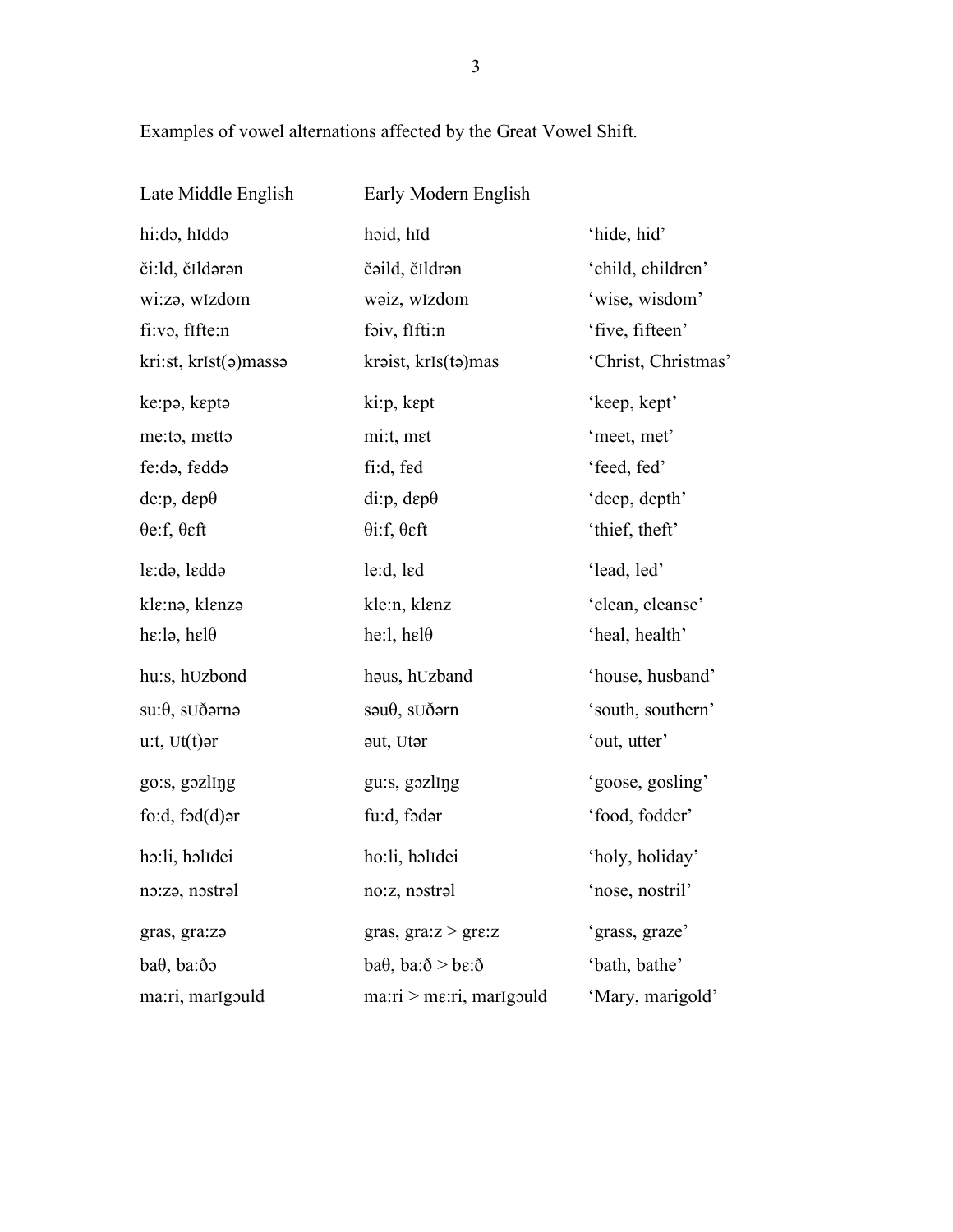Examples of vowel alternations affected by the Great Vowel Shift.

| Late Middle English | Early Modern English | |
|---|---|---|
| hi:də, hɪddə | həid, hɪd | 'hide, hid' |
| či:ld, čɪldərən | čəild, čɪldrən | 'child, children' |
| wi:zə, wɪzdom | wəiz, wɪzdom | 'wise, wisdom' |
| fi:və, fɪfte:n | fəiv, fɪfti:n | 'five, fifteen' |
| kri:st, krɪst(ə)massə | krəist, krɪs(tə)mas | 'Christ, Christmas' |
| ke:pə, kɛptə | ki:p, kɛpt | 'keep, kept' |
| me:tə, mɛttə | mi:t, mɛt | 'meet, met' |
| fe:də, fɛddə | fi:d, fɛd | 'feed, fed' |
| de:p, dɛpθ | di:p, dɛpθ | 'deep, depth' |
| θe:f, θɛft | θi:f, θɛft | 'thief, theft' |
| lɛ:də, lɛddə | le:d, lɛd | 'lead, led' |
| klɛ:nə, klɛnzə | kle:n, klɛnz | 'clean, cleanse' |
| hɛ:lə, hɛlθ | he:l, hɛlθ | 'heal, health' |
| hu:s, hʊzbond | həus, hʊzband | 'house, husband' |
| su:θ, sʊðərnə | səuθ, sʊðərn | 'south, southern' |
| u:t, ʊt(t)ər | əut, ʊtər | 'out, utter' |
| go:s, gɔzlɪŋg | gu:s, gɔzlɪŋg | 'goose, gosling' |
| fo:d, fɔd(d)ər | fu:d, fɔdər | 'food, fodder' |
| hɔ:li, hɔlɪdei | ho:li, hɔlɪdei | 'holy, holiday' |
| nɔ:zə, nɔstrəl | no:z, nɔstrəl | 'nose, nostril' |
| gras, gra:zə | gras, gra:z > grɛ:z | 'grass, graze' |
| baθ, ba:ðə | baθ, ba:ð > bɛ:ð | 'bath, bathe' |
| ma:ri, marɪgəuld | ma:ri > mɛ:ri, marɪgəuld | 'Mary, marigold' |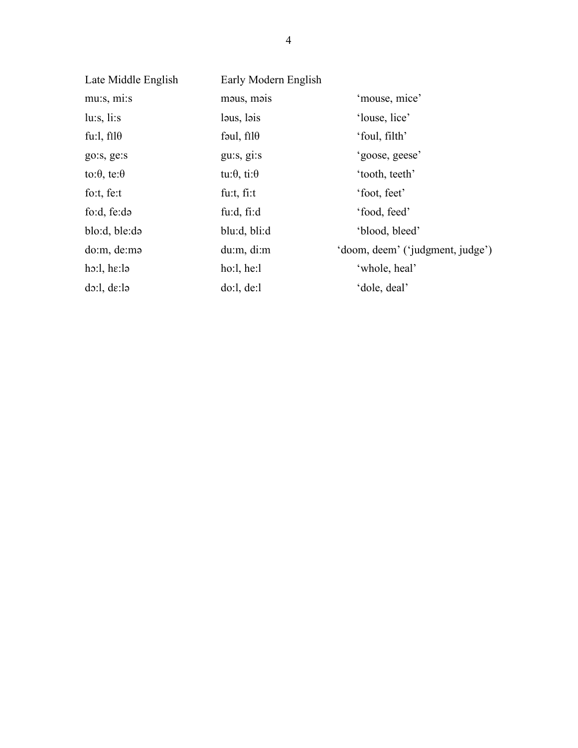| Late Middle English | Early Modern English | |
|---|---|---|
| mu:s, mi:s | məus, məis | 'mouse, mice' |
| lu:s, li:s | ləus, ləis | 'louse, lice' |
| fu:l, fɪlθ | fəul, fɪlθ | 'foul, filth' |
| go:s, ge:s | gu:s, gi:s | 'goose, geese' |
| to:θ, te:θ | tu:θ, ti:θ | 'tooth, teeth' |
| fo:t, fe:t | fu:t, fi:t | 'foot, feet' |
| fo:d, fe:də | fu:d, fi:d | 'food, feed' |
| blo:d, ble:də | blu:d, bli:d | 'blood, bleed' |
| do:m, de:mə | du:m, di:m | 'doom, deem' ('judgment, judge') |
| hɔ:l, hɛ:lə | ho:l, he:l | 'whole, heal' |
| dɔ:l, dɛ:lə | do:l, de:l | 'dole, deal' |